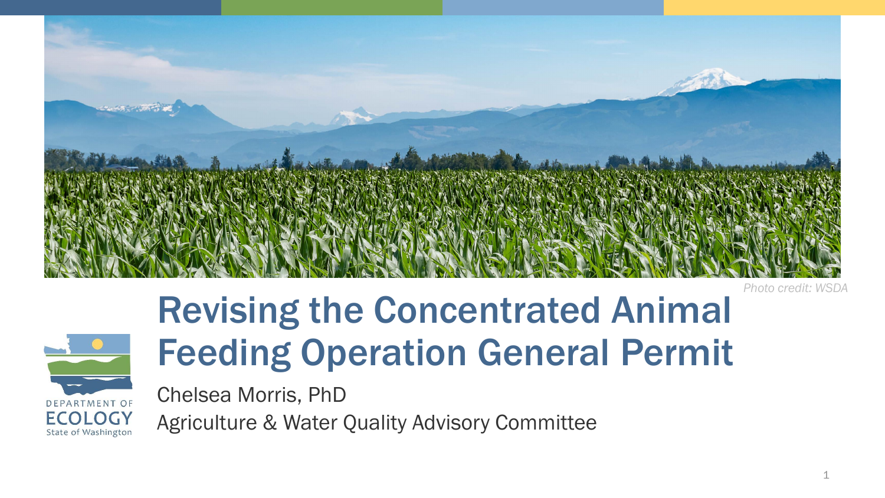Photo credit: WSDA

# Revising the Concentrated Animal Feeding Operation General Permit

Chelsea Morris, PhD

Agriculture & Water Quality Advisory Committee

DEPARTMENT OF ECOLOGY State of Washington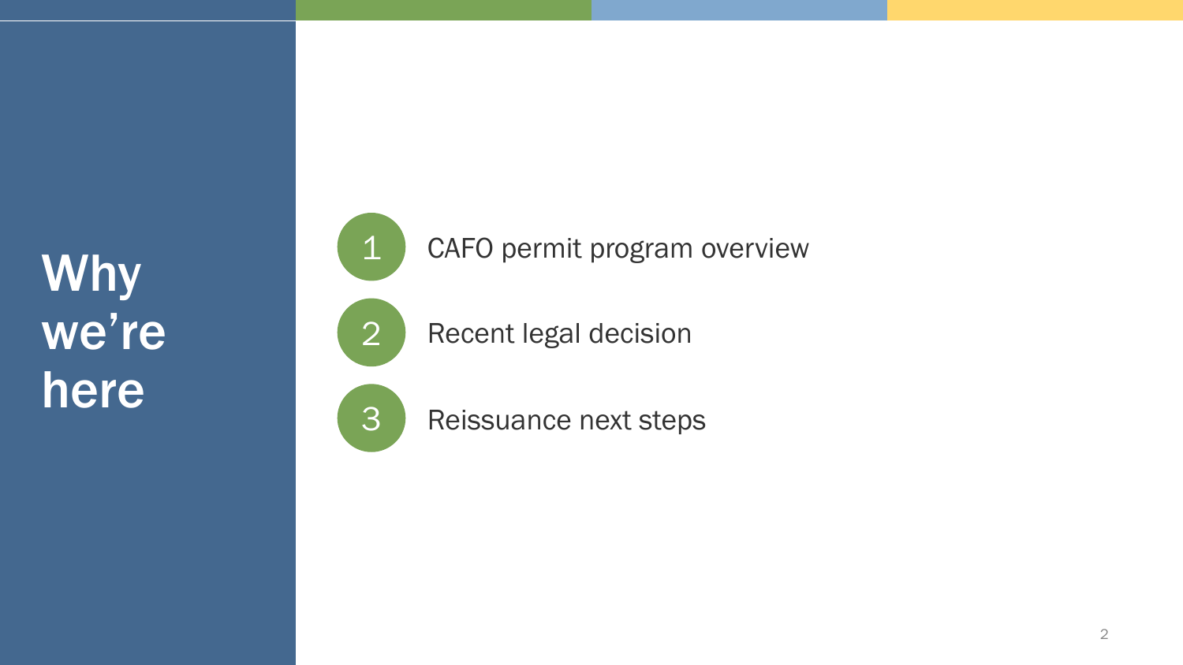# Why we're here

1. CAFO permit program overview
2. Recent legal decision
3. Reissuance next steps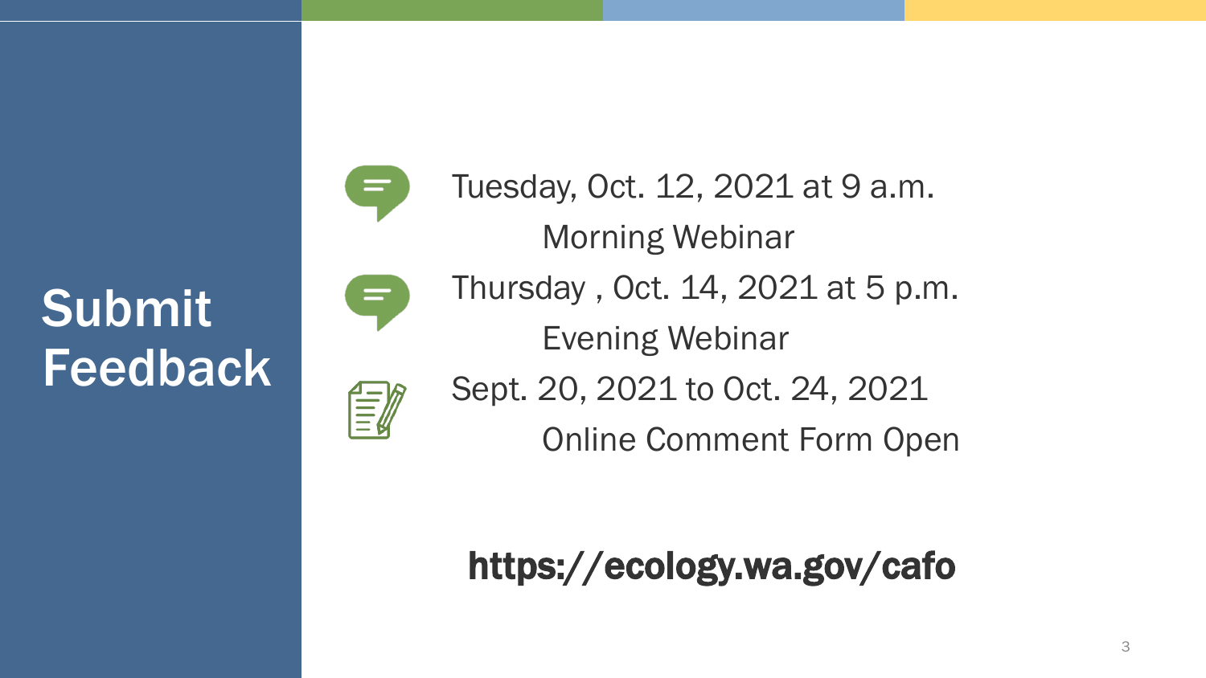# Submit Feedback

- Tuesday, Oct. 12, 2021 at 9 a.m.
  Morning Webinar
- Thursday , Oct. 14, 2021 at 5 p.m.
  Evening Webinar
- Sept. 20, 2021 to Oct. 24, 2021
  Online Comment Form Open

**https://ecology.wa.gov/cafo**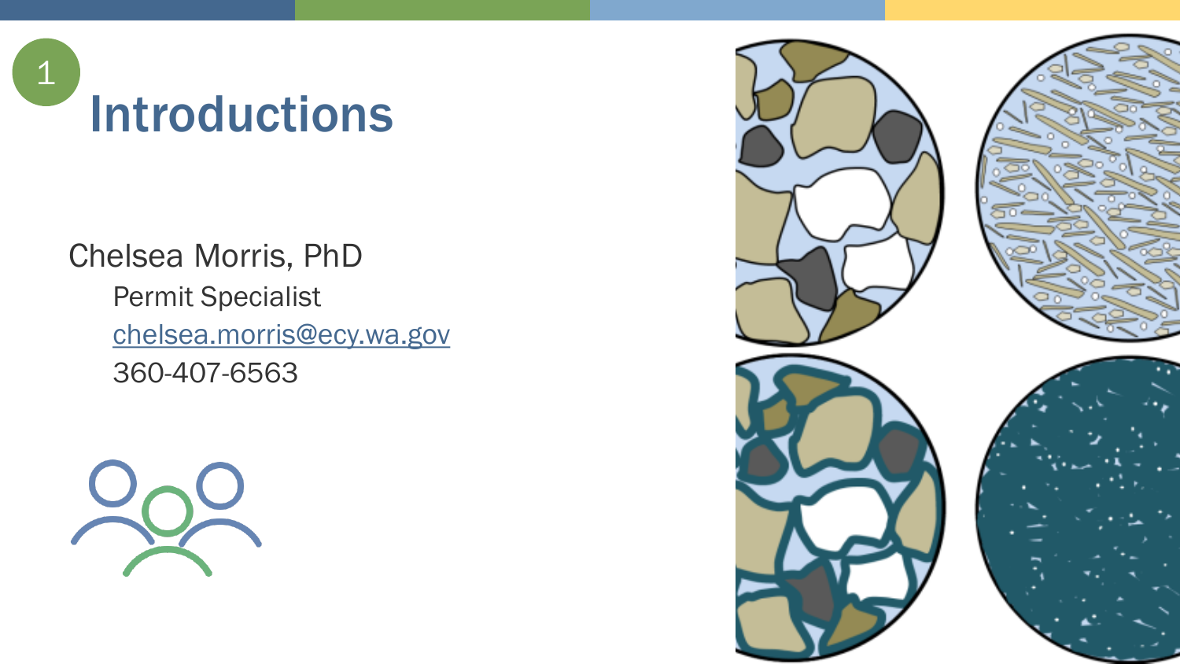# 1 Introductions

Chelsea Morris, PhD

Permit Specialist

[chelsea.morris@ecy.wa.gov](mailto:chelsea.morris@ecy.wa.gov)

360-407-6563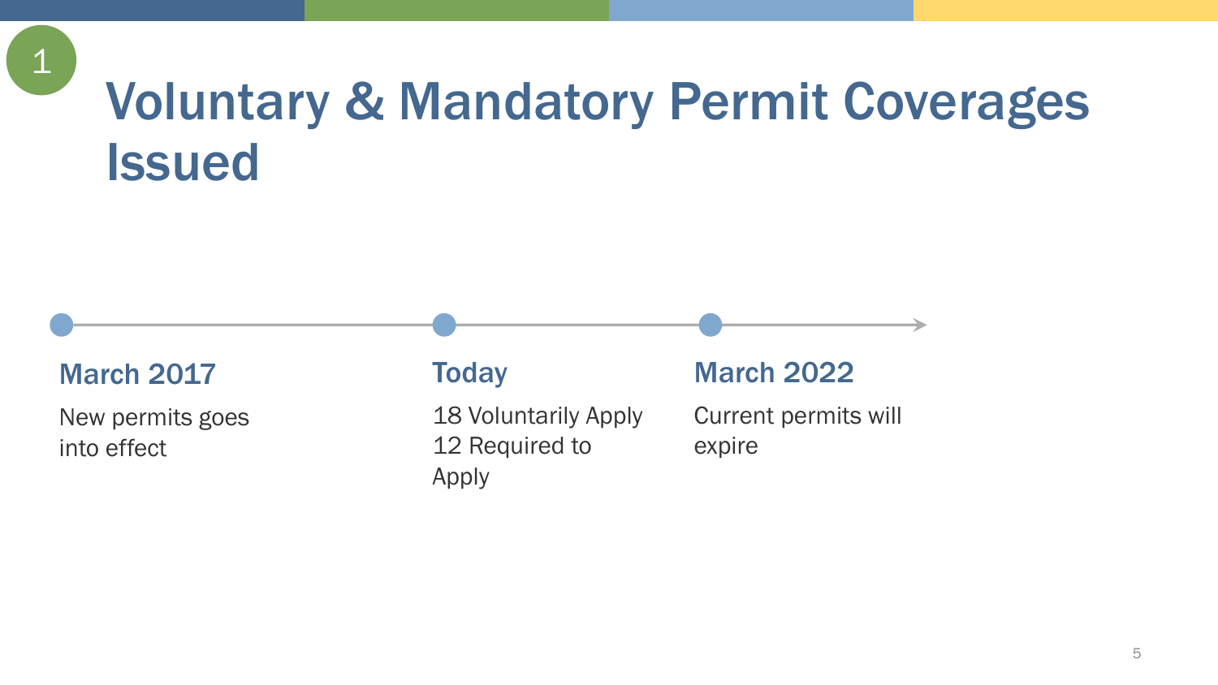1

# Voluntary & Mandatory Permit Coverages Issued

**March 2017**

New permits goes into effect

**Today**

18 Voluntarily Apply
12 Required to Apply

**March 2022**

Current permits will expire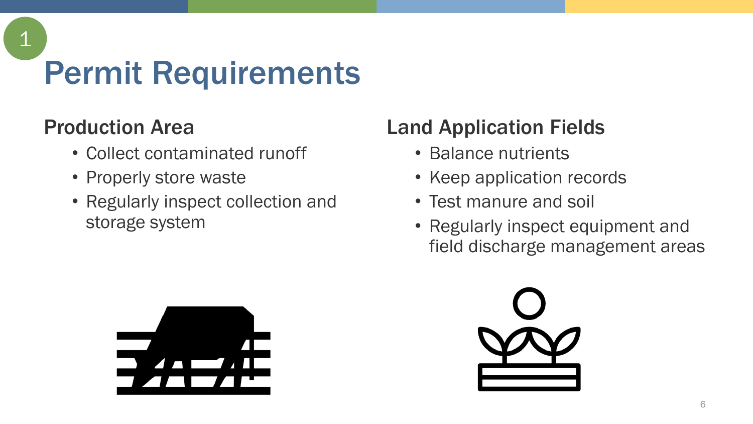# Permit Requirements

## Production Area

- Collect contaminated runoff
- Properly store waste
- Regularly inspect collection and storage system

## Land Application Fields

- Balance nutrients
- Keep application records
- Test manure and soil
- Regularly inspect equipment and field discharge management areas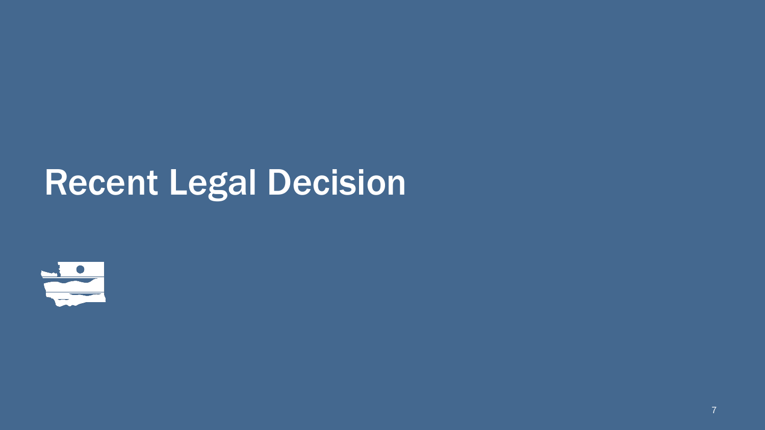# Recent Legal Decision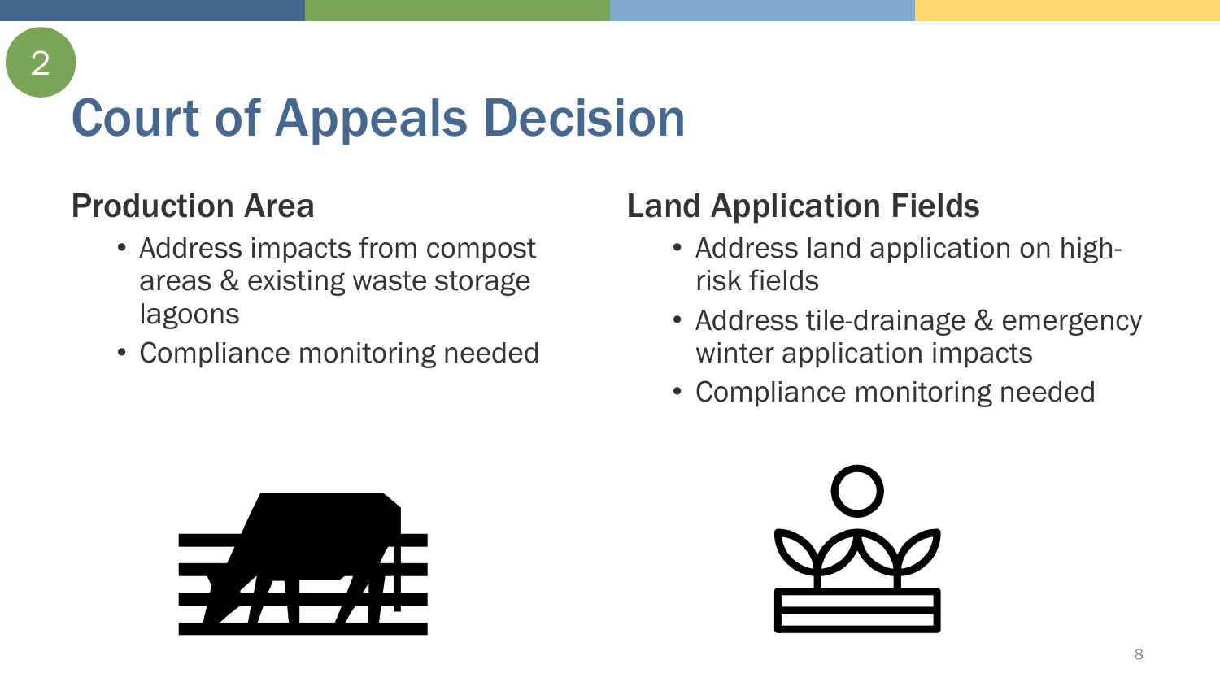2

# Court of Appeals Decision

## Production Area

- Address impacts from compost areas & existing waste storage lagoons
- Compliance monitoring needed

## Land Application Fields

- Address land application on high-risk fields
- Address tile-drainage & emergency winter application impacts
- Compliance monitoring needed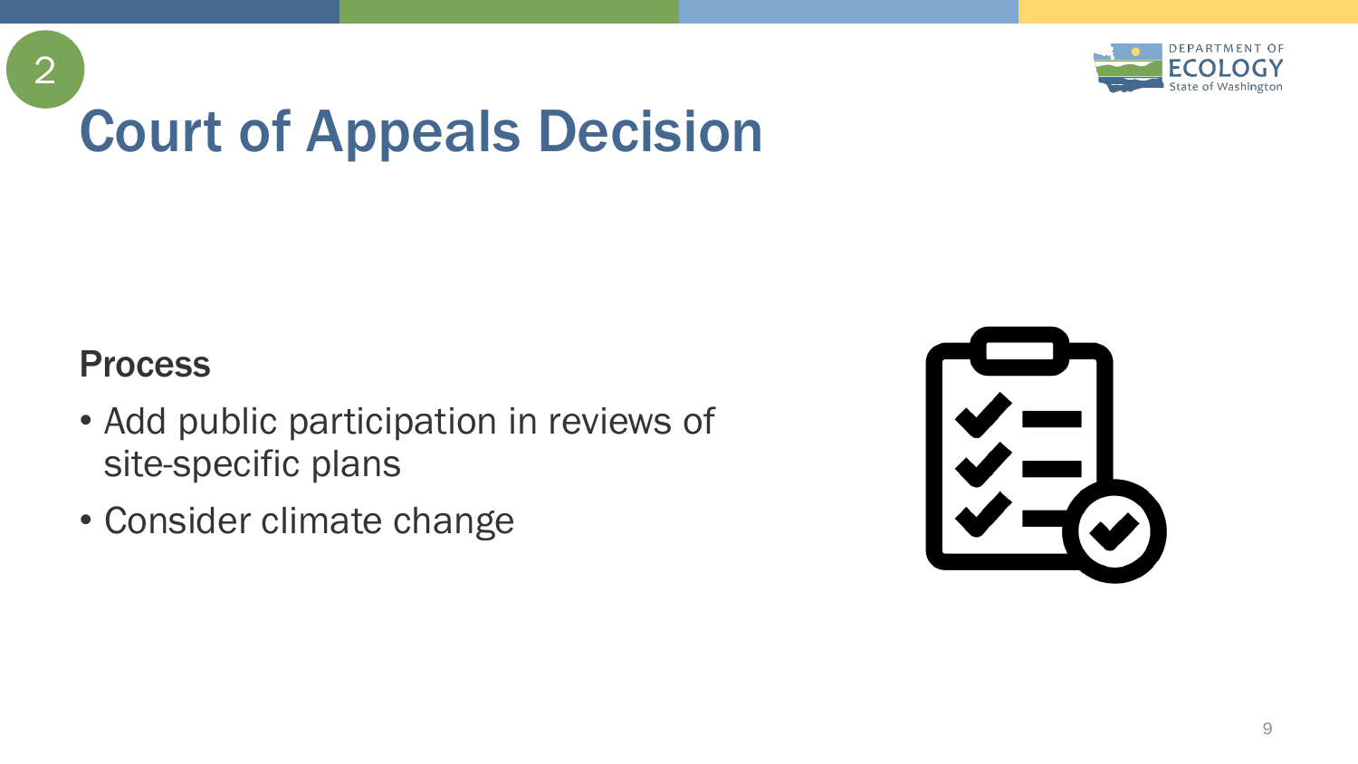# Court of Appeals Decision

## Process

- Add public participation in reviews of site-specific plans
- Consider climate change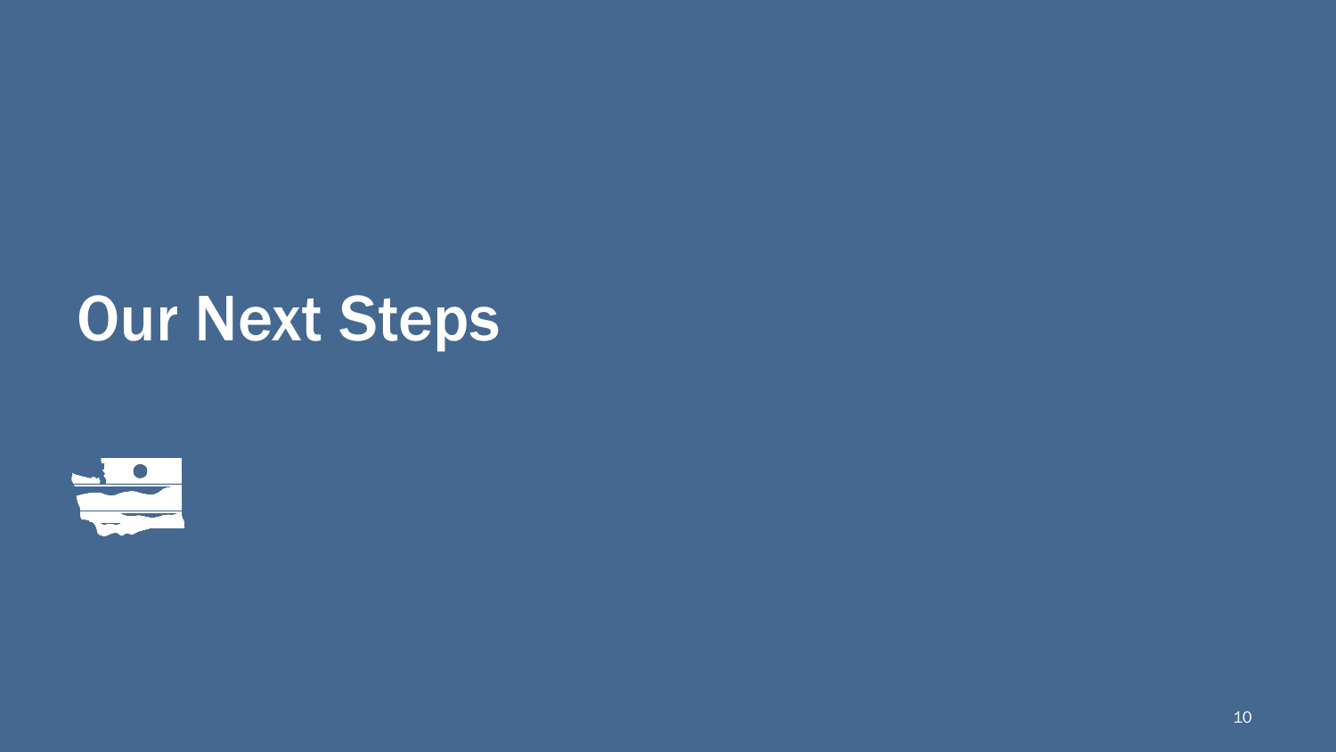# Our Next Steps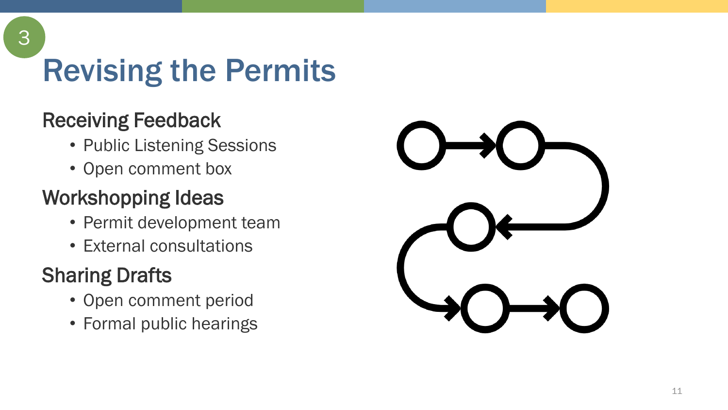3

# Revising the Permits

## Receiving Feedback

- Public Listening Sessions
- Open comment box

## Workshopping Ideas

- Permit development team
- External consultations

## Sharing Drafts

- Open comment period
- Formal public hearings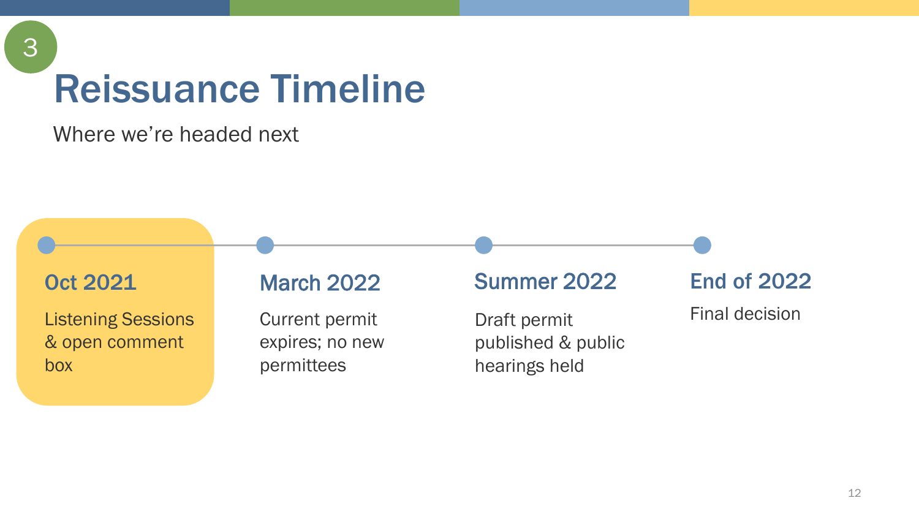# Reissuance Timeline

Where we're headed next

### Oct 2021

Listening Sessions & open comment box

### March 2022

Current permit expires; no new permittees

### Summer 2022

Draft permit published & public hearings held

### End of 2022

Final decision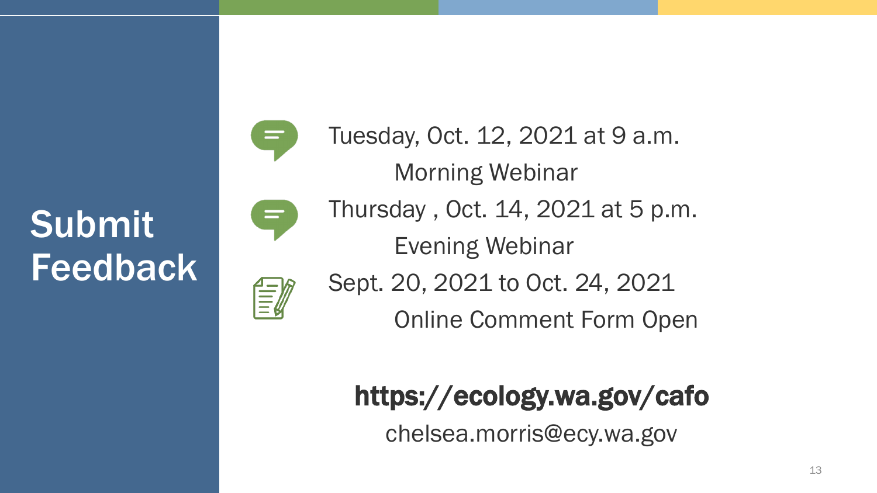# Submit Feedback

- Tuesday, Oct. 12, 2021 at 9 a.m.
  Morning Webinar
- Thursday , Oct. 14, 2021 at 5 p.m.
  Evening Webinar
- Sept. 20, 2021 to Oct. 24, 2021
  Online Comment Form Open

**https://ecology.wa.gov/cafo**

chelsea.morris@ecy.wa.gov